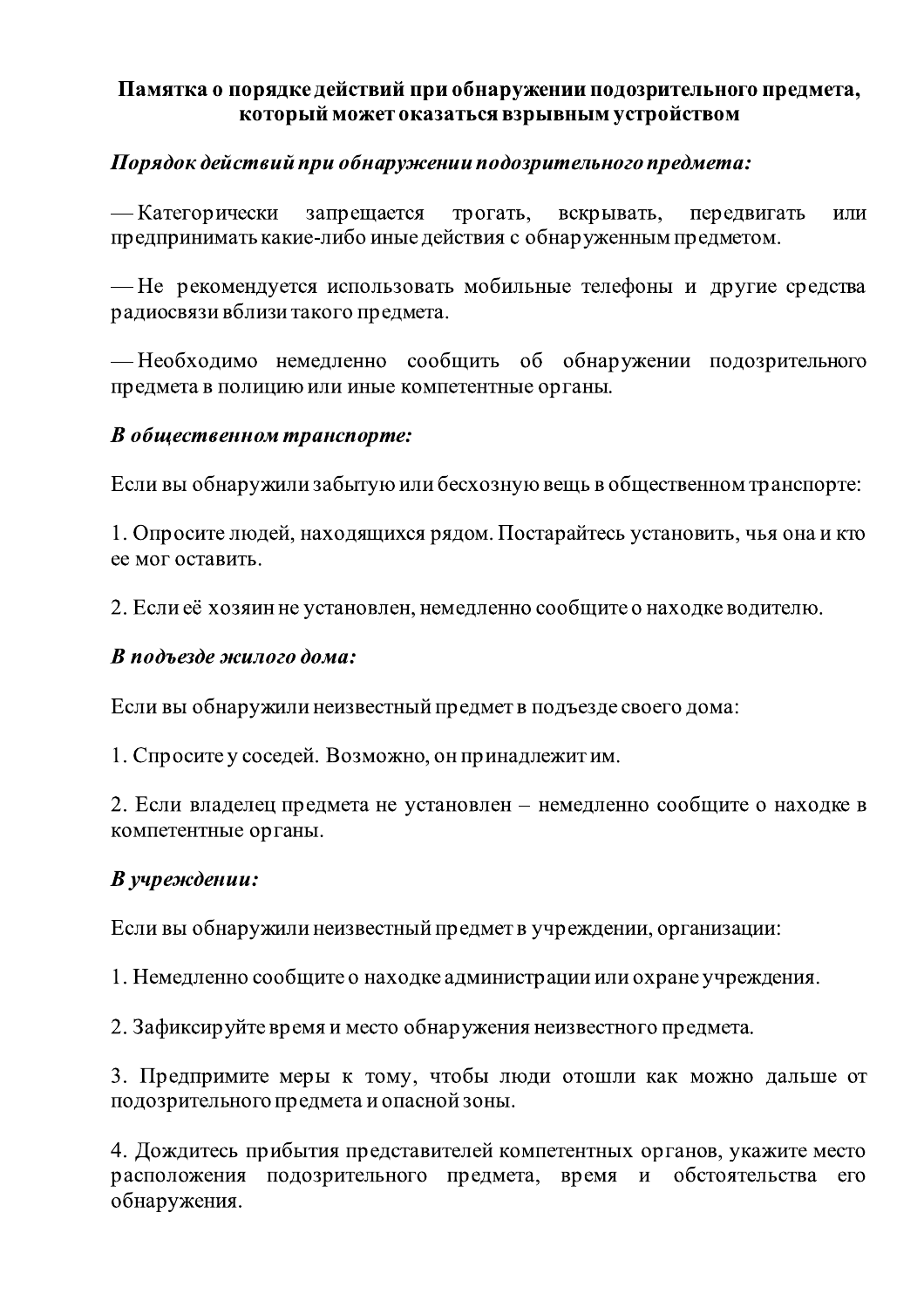# Памятка о порядке действий при обнаружении подозрительного предмета, который может оказаться взрывным устройством

***Порядок действий при обнаружении подозрительного предмета:***

— Категорически запрещается трогать, вскрывать, передвигать или предпринимать какие-либо иные действия с обнаруженным предметом.

— Не рекомендуется использовать мобильные телефоны и другие средства радиосвязи вблизи такого предмета.

— Необходимо немедленно сообщить об обнаружении подозрительного предмета в полицию или иные компетентные органы.

***В общественном транспорте:***

Если вы обнаружили забытую или бесхозную вещь в общественном транспорте:

1. Опросите людей, находящихся рядом. Постарайтесь установить, чья она и кто ее мог оставить.

2. Если её хозяин не установлен, немедленно сообщите о находке водителю.

***В подъезде жилого дома:***

Если вы обнаружили неизвестный предмет в подъезде своего дома:

1. Спросите у соседей. Возможно, он принадлежит им.

2. Если владелец предмета не установлен – немедленно сообщите о находке в компетентные органы.

***В учреждении:***

Если вы обнаружили неизвестный предмет в учреждении, организации:

1. Немедленно сообщите о находке администрации или охране учреждения.

2. Зафиксируйте время и место обнаружения неизвестного предмета.

3. Предпримите меры к тому, чтобы люди отошли как можно дальше от подозрительного предмета и опасной зоны.

4. Дождитесь прибытия представителей компетентных органов, укажите место расположения подозрительного предмета, время и обстоятельства его обнаружения.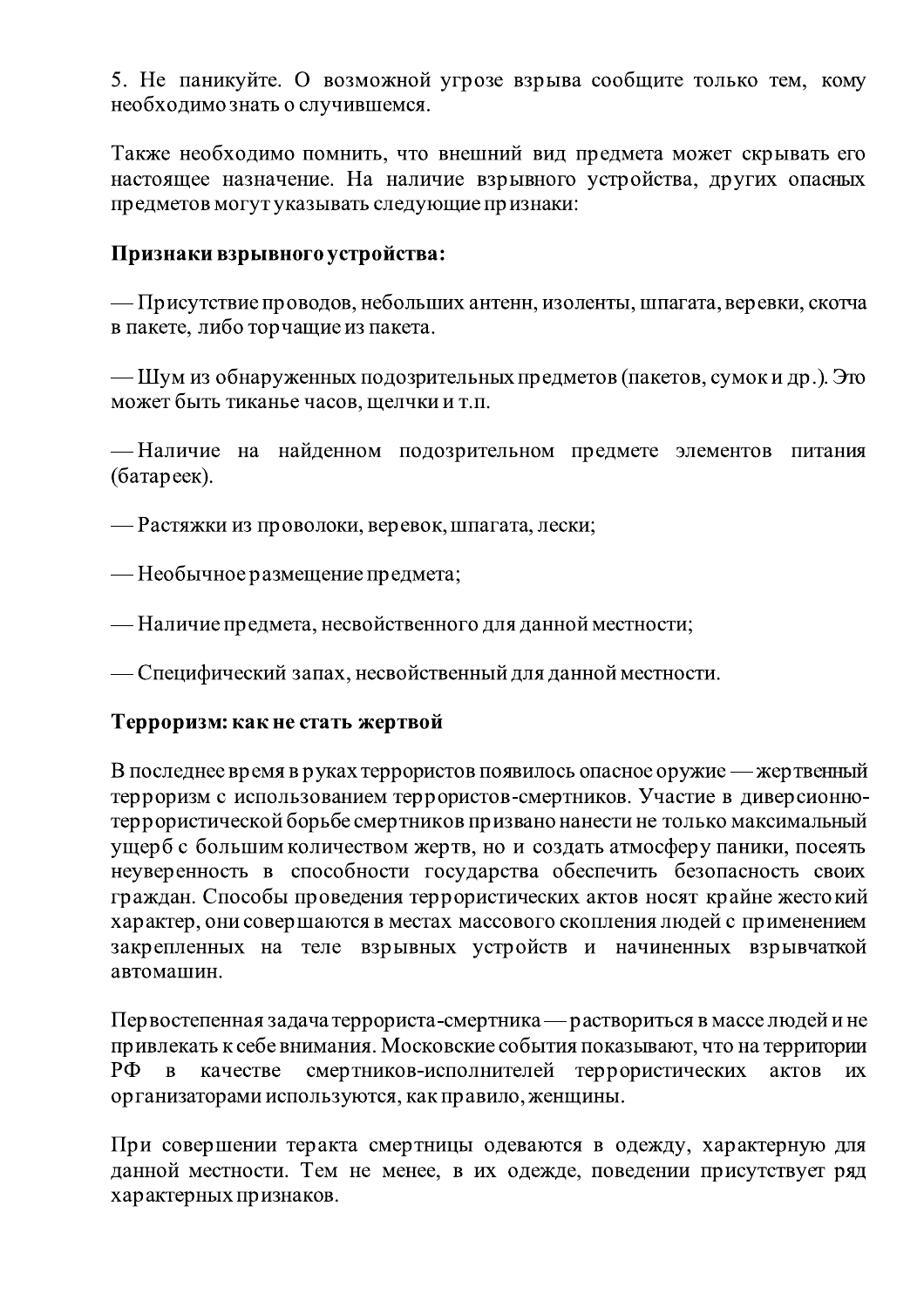5. Не паникуйте. О возможной угрозе взрыва сообщите только тем, кому необходимо знать о случившемся.

Также необходимо помнить, что внешний вид предмета может скрывать его настоящее назначение. На наличие взрывного устройства, других опасных предметов могут указывать следующие признаки:

**Признаки взрывного устройства:**

— Присутствие проводов, небольших антенн, изоленты, шпагата, веревки, скотча в пакете, либо торчащие из пакета.

— Шум из обнаруженных подозрительных предметов (пакетов, сумок и др.). Это может быть тиканье часов, щелчки и т.п.

— Наличие на найденном подозрительном предмете элементов питания (батареек).

— Растяжки из проволоки, веревок, шпагата, лески;

— Необычное размещение предмета;

— Наличие предмета, несвойственного для данной местности;

— Специфический запах, несвойственный для данной местности.

**Терроризм: как не стать жертвой**

В последнее время в руках террористов появилось опасное оружие — жертвенный терроризм с использованием террористов-смертников. Участие в диверсионно-террористической борьбе смертников призвано нанести не только максимальный ущерб с большим количеством жертв, но и создать атмосферу паники, посеять неуверенность в способности государства обеспечить безопасность своих граждан. Способы проведения террористических актов носят крайне жестокий характер, они совершаются в местах массового скопления людей с применением закрепленных на теле взрывных устройств и начиненных взрывчаткой автомашин.

Первостепенная задача террориста-смертника — раствориться в массе людей и не привлекать к себе внимания. Московские события показывают, что на территории РФ в качестве смертников-исполнителей террористических актов их организаторами используются, как правило, женщины.

При совершении теракта смертницы одеваются в одежду, характерную для данной местности. Тем не менее, в их одежде, поведении присутствует ряд характерных признаков.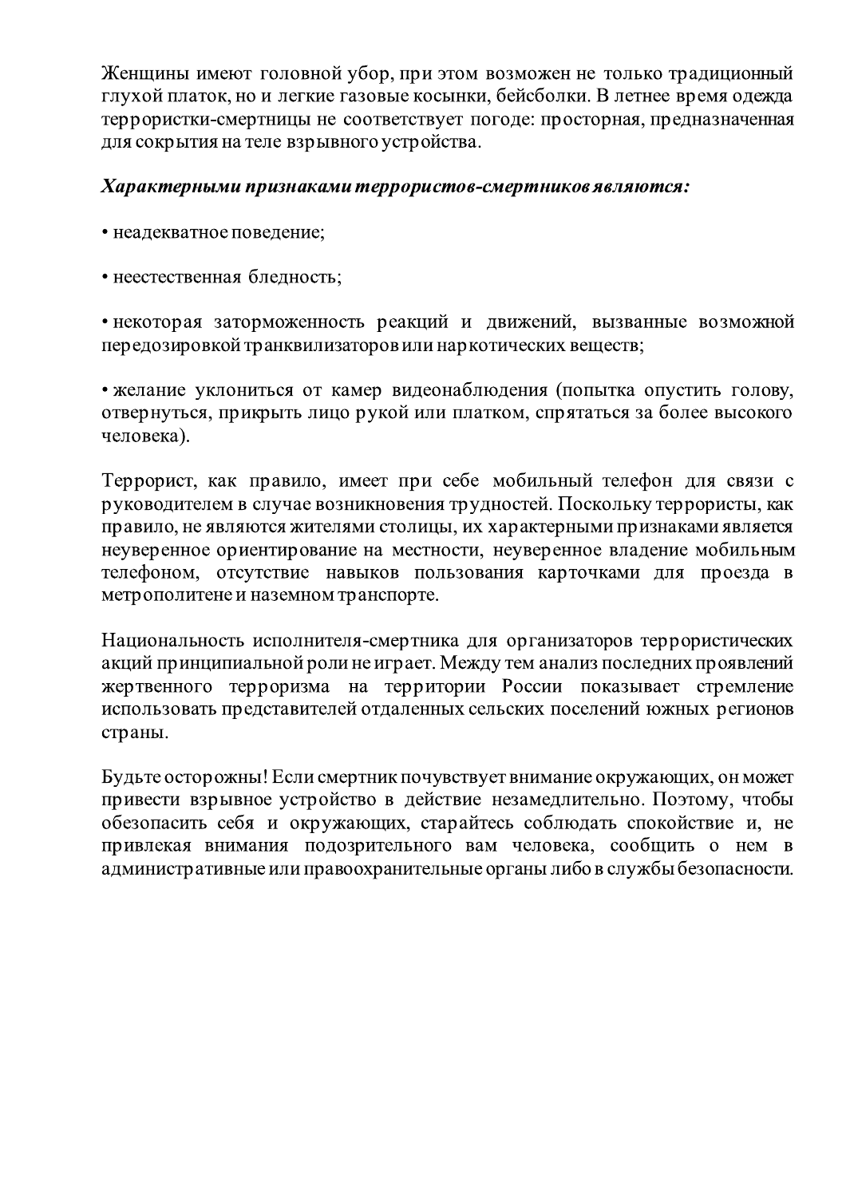Женщины имеют головной убор, при этом возможен не только традиционный глухой платок, но и легкие газовые косынки, бейсболки. В летнее время одежда террористки-смертницы не соответствует погоде: просторная, предназначенная для сокрытия на теле взрывного устройства.

***Характерными признаками террористов-смертников являются:***

• неадекватное поведение;

• неестественная бледность;

• некоторая заторможенность реакций и движений, вызванные возможной передозировкой транквилизаторов или наркотических веществ;

• желание уклониться от камер видеонаблюдения (попытка опустить голову, отвернуться, прикрыть лицо рукой или платком, спрятаться за более высокого человека).

Террорист, как правило, имеет при себе мобильный телефон для связи с руководителем в случае возникновения трудностей. Поскольку террористы, как правило, не являются жителями столицы, их характерными признаками является неуверенное ориентирование на местности, неуверенное владение мобильным телефоном, отсутствие навыков пользования карточками для проезда в метрополитене и наземном транспорте.

Национальность исполнителя-смертника для организаторов террористических акций принципиальной роли не играет. Между тем анализ последних проявлений жертвенного терроризма на территории России показывает стремление использовать представителей отдаленных сельских поселений южных регионов страны.

Будьте осторожны! Если смертник почувствует внимание окружающих, он может привести взрывное устройство в действие незамедлительно. Поэтому, чтобы обезопасить себя и окружающих, старайтесь соблюдать спокойствие и, не привлекая внимания подозрительного вам человека, сообщить о нем в административные или правоохранительные органы либо в службы безопасности.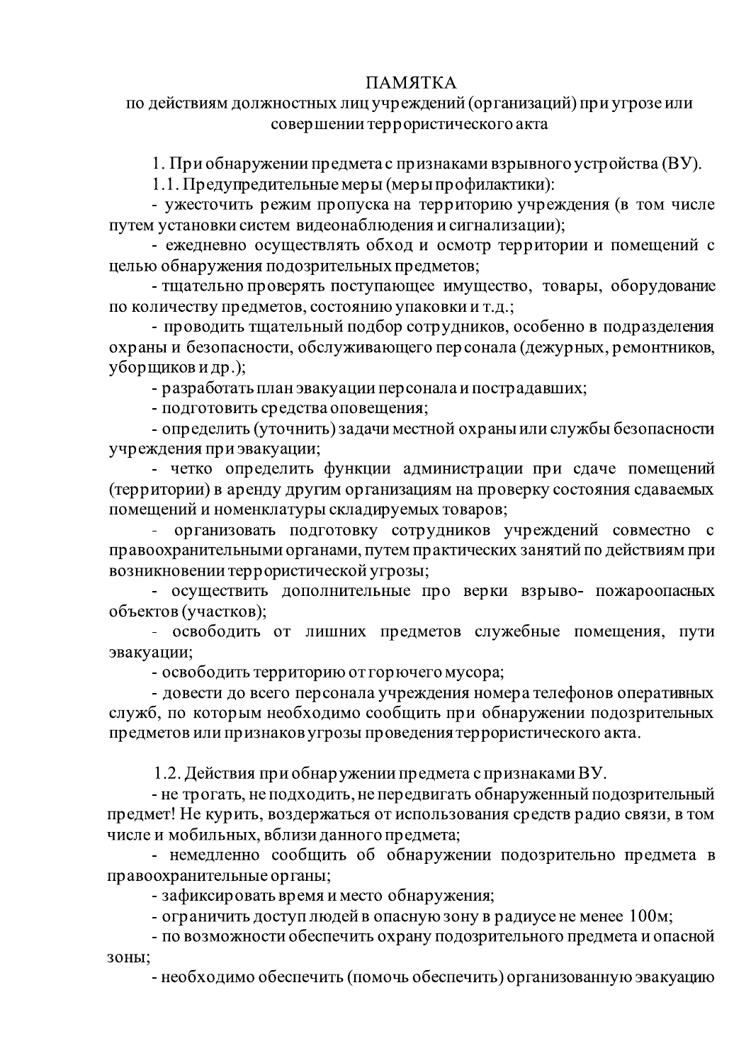# ПАМЯТКА

## по действиям должностных лиц учреждений (организаций) при угрозе или совершении террористического акта

1. При обнаружении предмета с признаками взрывного устройства (ВУ).

1.1. Предупредительные меры (меры профилактики):

- ужесточить режим пропуска на территорию учреждения (в том числе путем установки систем видеонаблюдения и сигнализации);
- ежедневно осуществлять обход и осмотр территории и помещений с целью обнаружения подозрительных предметов;
- тщательно проверять поступающее имущество, товары, оборудование по количеству предметов, состоянию упаковки и т.д.;
- проводить тщательный подбор сотрудников, особенно в подразделения охраны и безопасности, обслуживающего персонала (дежурных, ремонтников, уборщиков и др.);
- разработать план эвакуации персонала и пострадавших;
- подготовить средства оповещения;
- определить (уточнить) задачи местной охраны или службы безопасности учреждения при эвакуации;
- четко определить функции администрации при сдаче помещений (территории) в аренду другим организациям на проверку состояния сдаваемых помещений и номенклатуры складируемых товаров;
- организовать подготовку сотрудников учреждений совместно с правоохранительными органами, путем практических занятий по действиям при возникновении террористической угрозы;
- осуществить дополнительные про верки взрыво- пожароопасных объектов (участков);
- освободить от лишних предметов служебные помещения, пути эвакуации;
- освободить территорию от горючего мусора;
- довести до всего персонала учреждения номера телефонов оперативных служб, по которым необходимо сообщить при обнаружении подозрительных предметов или признаков угрозы проведения террористического акта.

1.2. Действия при обнаружении предмета с признаками ВУ.

- не трогать, не подходить, не передвигать обнаруженный подозрительный предмет! Не курить, воздержаться от использования средств радио связи, в том числе и мобильных, вблизи данного предмета;
- немедленно сообщить об обнаружении подозрительно предмета в правоохранительные органы;
- зафиксировать время и место обнаружения;
- ограничить доступ людей в опасную зону в радиусе не менее 100м;
- по возможности обеспечить охрану подозрительного предмета и опасной зоны;
- необходимо обеспечить (помочь обеспечить) организованную эвакуацию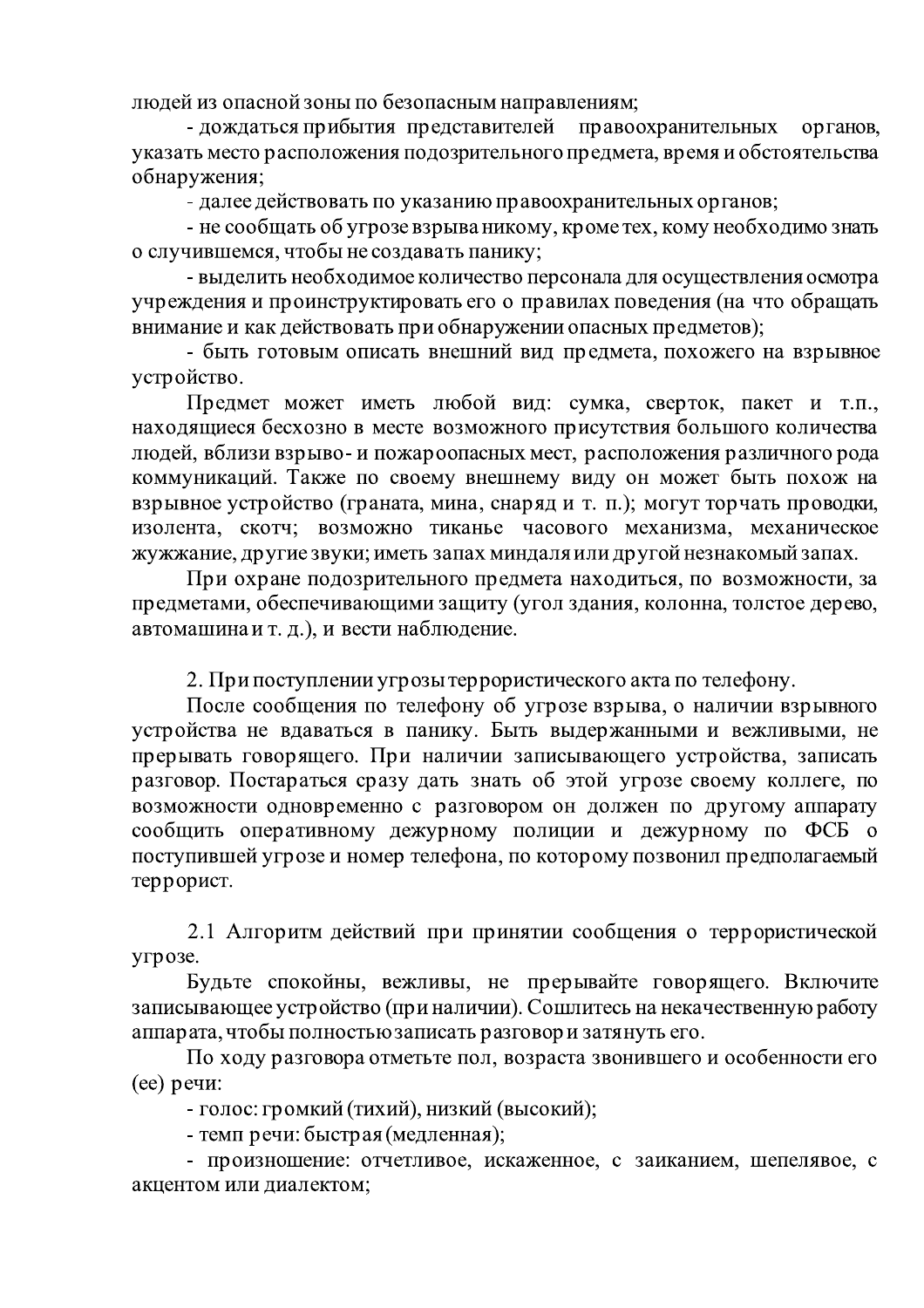людей из опасной зоны по безопасным направлениям;

- дождаться прибытия представителей правоохранительных органов, указать место расположения подозрительного предмета, время и обстоятельства обнаружения;
- далее действовать по указанию правоохранительных органов;
- не сообщать об угрозе взрыва никому, кроме тех, кому необходимо знать о случившемся, чтобы не создавать панику;
- выделить необходимое количество персонала для осуществления осмотра учреждения и проинструктировать его о правилах поведения (на что обращать внимание и как действовать при обнаружении опасных предметов);
- быть готовым описать внешний вид предмета, похожего на взрывное устройство.

Предмет может иметь любой вид: сумка, сверток, пакет и т.п., находящиеся бесхозно в месте возможного присутствия большого количества людей, вблизи взрыво- и пожароопасных мест, расположения различного рода коммуникаций. Также по своему внешнему виду он может быть похож на взрывное устройство (граната, мина, снаряд и т. п.); могут торчать проводки, изолента, скотч; возможно тиканье часового механизма, механическое жужжание, другие звуки; иметь запах миндаля или другой незнакомый запах.

При охране подозрительного предмета находиться, по возможности, за предметами, обеспечивающими защиту (угол здания, колонна, толстое дерево, автомашина и т. д.), и вести наблюдение.

2. При поступлении угрозы террористического акта по телефону.

После сообщения по телефону об угрозе взрыва, о наличии взрывного устройства не вдаваться в панику. Быть выдержанными и вежливыми, не прерывать говорящего. При наличии записывающего устройства, записать разговор. Постараться сразу дать знать об этой угрозе своему коллеге, по возможности одновременно с разговором он должен по другому аппарату сообщить оперативному дежурному полиции и дежурному по ФСБ о поступившей угрозе и номер телефона, по которому позвонил предполагаемый террорист.

2.1 Алгоритм действий при принятии сообщения о террористической угрозе.

Будьте спокойны, вежливы, не прерывайте говорящего. Включите записывающее устройство (при наличии). Сошлитесь на некачественную работу аппарата, чтобы полностью записать разговор и затянуть его.

По ходу разговора отметьте пол, возраста звонившего и особенности его (ее) речи:

- голос: громкий (тихий), низкий (высокий);
- темп речи: быстрая (медленная);
- произношение: отчетливое, искаженное, с заиканием, шепелявое, с акцентом или диалектом;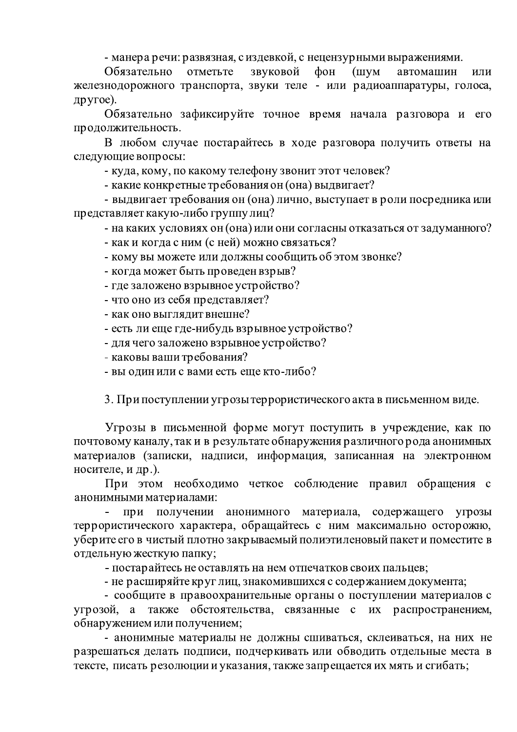- манера речи: развязная, с издевкой, с нецензурными выражениями.

Обязательно отметьте звуковой фон (шум автомашин или железнодорожного транспорта, звуки теле - или радиоаппаратуры, голоса, другое).

Обязательно зафиксируйте точное время начала разговора и его продолжительность.

В любом случае постарайтесь в ходе разговора получить ответы на следующие вопросы:

- куда, кому, по какому телефону звонит этот человек?
- какие конкретные требования он (она) выдвигает?
- выдвигает требования он (она) лично, выступает в роли посредника или представляет какую-либо группу лиц?
- на каких условиях он (она) или они согласны отказаться от задуманного?
- как и когда с ним (с ней) можно связаться?
- кому вы можете или должны сообщить об этом звонке?
- когда может быть проведен взрыв?
- где заложено взрывное устройство?
- что оно из себя представляет?
- как оно выглядит внешне?
- есть ли еще где-нибудь взрывное устройство?
- для чего заложено взрывное устройство?
- каковы ваши требования?
- вы один или с вами есть еще кто-либо?

3. При поступлении угрозы террористического акта в письменном виде.

Угрозы в письменной форме могут поступить в учреждение, как по почтовому каналу, так и в результате обнаружения различного рода анонимных материалов (записки, надписи, информация, записанная на электронном носителе, и др.).

При этом необходимо четкое соблюдение правил обращения с анонимными материалами:

- при получении анонимного материала, содержащего угрозы террористического характера, обращайтесь с ним максимально осторожно, уберите его в чистый плотно закрываемый полиэтиленовый пакет и поместите в отдельную жесткую папку;
- постарайтесь не оставлять на нем отпечатков своих пальцев;
- не расширяйте круг лиц, знакомившихся с содержанием документа;
- сообщите в правоохранительные органы о поступлении материалов с угрозой, а также обстоятельства, связанные с их распространением, обнаружением или получением;
- анонимные материалы не должны сшиваться, склеиваться, на них не разрешаться делать подписи, подчеркивать или обводить отдельные места в тексте, писать резолюции и указания, также запрещается их мять и сгибать;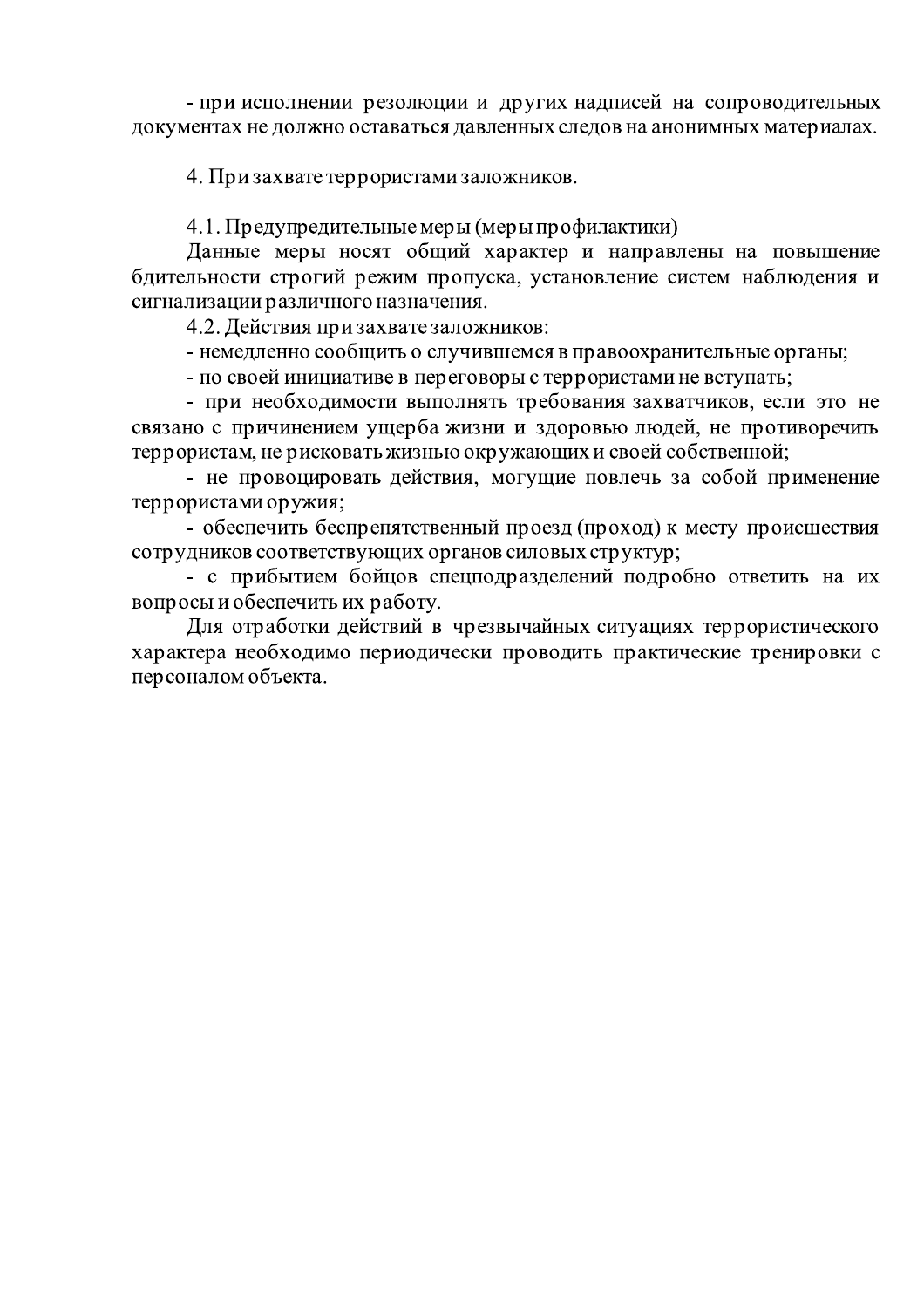- при исполнении резолюции и других надписей на сопроводительных документах не должно оставаться давленных следов на анонимных материалах.

4. При захвате террористами заложников.

4.1. Предупредительные меры (меры профилактики)

Данные меры носят общий характер и направлены на повышение бдительности строгий режим пропуска, установление систем наблюдения и сигнализации различного назначения.

4.2. Действия при захвате заложников:

- немедленно сообщить о случившемся в правоохранительные органы;
- по своей инициативе в переговоры с террористами не вступать;
- при необходимости выполнять требования захватчиков, если это не связано с причинением ущерба жизни и здоровью людей, не противоречить террористам, не рисковать жизнью окружающих и своей собственной;
- не провоцировать действия, могущие повлечь за собой применение террористами оружия;
- обеспечить беспрепятственный проезд (проход) к месту происшествия сотрудников соответствующих органов силовых структур;
- с прибытием бойцов спецподразделений подробно ответить на их вопросы и обеспечить их работу.

Для отработки действий в чрезвычайных ситуациях террористического характера необходимо периодически проводить практические тренировки с персоналом объекта.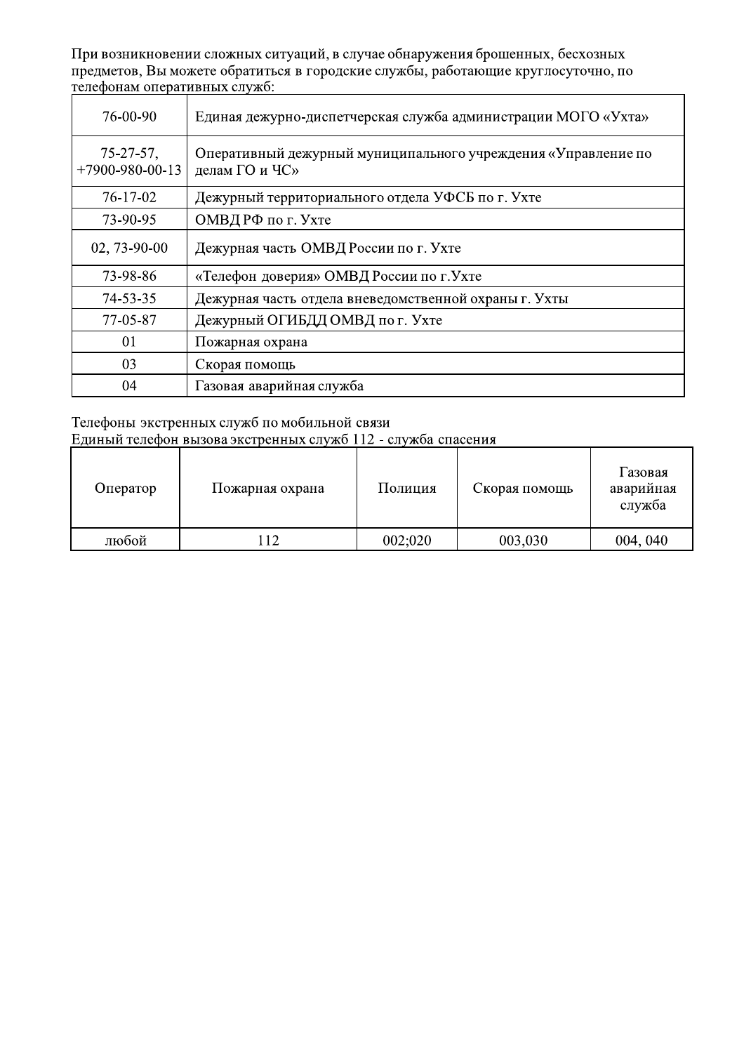При возникновении сложных ситуаций, в случае обнаружения брошенных, бесхозных предметов, Вы можете обратиться в городские службы, работающие круглосуточно, по телефонам оперативных служб:

| | |
|---|---|
| 76-00-90 | Единая дежурно-диспетчерская служба администрации МОГО «Ухта» |
| 75-27-57, +7900-980-00-13 | Оперативный дежурный муниципального учреждения «Управление по делам ГО и ЧС» |
| 76-17-02 | Дежурный территориального отдела УФСБ по г. Ухте |
| 73-90-95 | ОМВД РФ по г. Ухте |
| 02, 73-90-00 | Дежурная часть ОМВД России по г. Ухте |
| 73-98-86 | «Телефон доверия» ОМВД России по г.Ухте |
| 74-53-35 | Дежурная часть отдела вневедомственной охраны г. Ухты |
| 77-05-87 | Дежурный ОГИБДД ОМВД по г. Ухте |
| 01 | Пожарная охрана |
| 03 | Скорая помощь |
| 04 | Газовая аварийная служба |

Телефоны экстренных служб по мобильной связи
Единый телефон вызова экстренных служб 112 - служба спасения

| Оператор | Пожарная охрана | Полиция | Скорая помощь | Газовая аварийная служба |
|---|---|---|---|---|
| любой | 112 | 002;020 | 003,030 | 004, 040 |